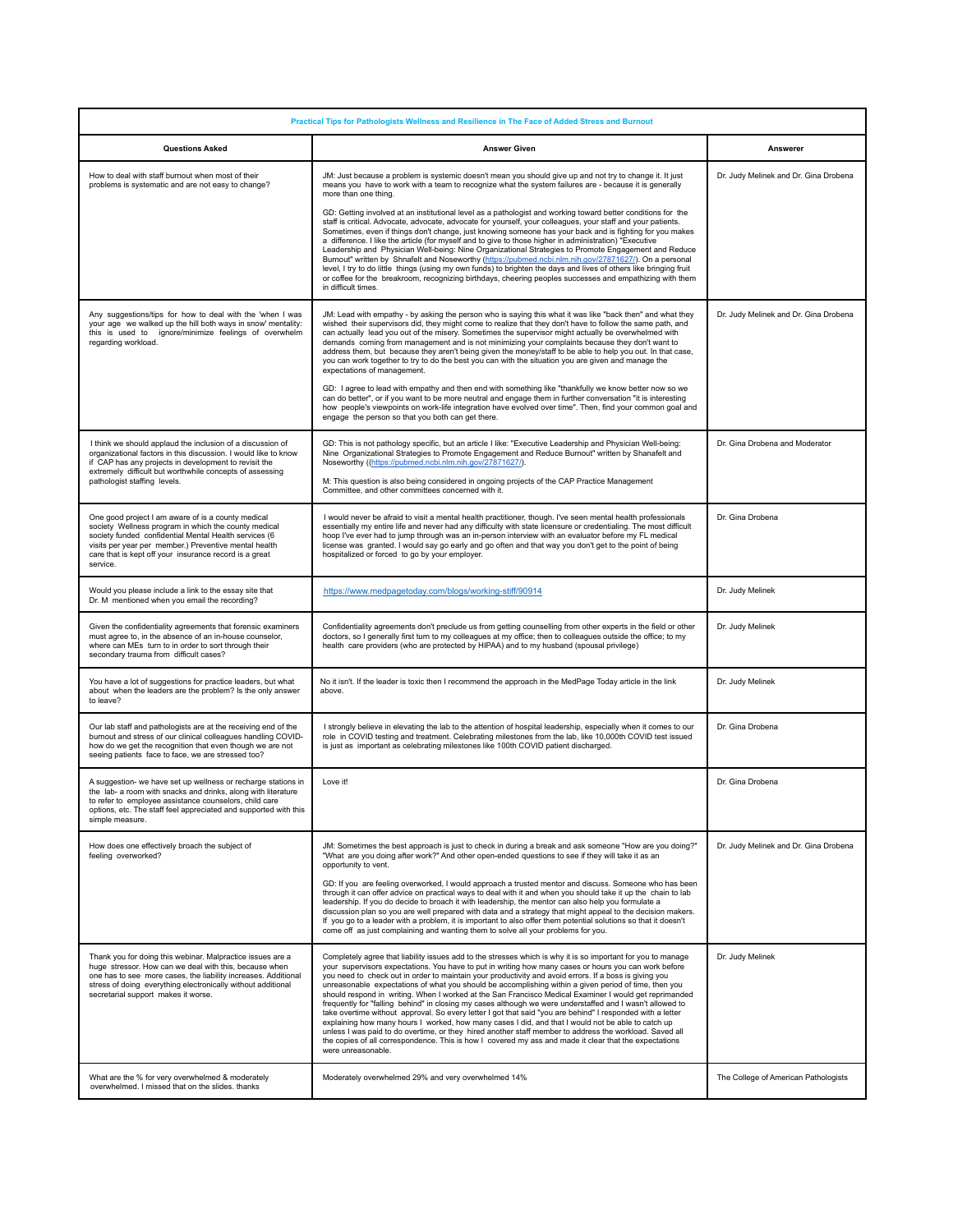| Practical Tips for Pathologists Wellness and Resilience in The Face of Added Stress and Burnout | | |
|---|---|---|
| **Questions Asked** | **Answer Given** | **Answerer** |
| How to deal with staff burnout when most of their problems is systematic and are not easy to change? | JM: Just because a problem is systemic doesn't mean you should give up and not try to change it. It just means you have to work with a team to recognize what the system failures are - because it is generally more than one thing.<br><br>GD: Getting involved at an institutional level as a pathologist and working toward better conditions for the staff is critical. Advocate, advocate, advocate for yourself, your colleagues, your staff and your patients. Sometimes, even if things don't change, just knowing someone has your back and is fighting for you makes a difference. I like the article (for myself and to give to those higher in administration) "Executive Leadership and Physician Well-being: Nine Organizational Strategies to Promote Engagement and Reduce Burnout" written by Shnafelt and Noseworthy (https://pubmed.ncbi.nlm.nih.gov/27871627/). On a personal level, I try to do little things (using my own funds) to brighten the days and lives of others like bringing fruit or coffee for the breakroom, recognizing birthdays, cheering peoples successes and empathizing with them in difficult times. | Dr. Judy Melinek and Dr. Gina Drobena |
| Any suggestions/tips for how to deal with the 'when I was your age we walked up the hill both ways in snow' mentality: this is used to ignore/minimize feelings of overwhelm regarding workload. | JM: Lead with empathy - by asking the person who is saying this what it was like "back then" and what they wished their supervisors did, they might come to realize that they don't have to follow the same path, and can actually lead you out of the misery. Sometimes the supervisor might actually be overwhelmed with demands coming from management and is not minimizing your complaints because they don't want to address them, but because they aren't being given the money/staff to be able to help you out. In that case, you can work together to try to do the best you can with the situation you are given and manage the expectations of management.<br><br>GD: I agree to lead with empathy and then end with something like "thankfully we know better now so we can do better", or if you want to be more neutral and engage them in further conversation "it is interesting how people's viewpoints on work-life integration have evolved over time". Then, find your common goal and engage the person so that you both can get there. | Dr. Judy Melinek and Dr. Gina Drobena |
| I think we should applaud the inclusion of a discussion of organizational factors in this discussion. I would like to know if CAP has any projects in development to revisit the extremely difficult but worthwhile concepts of assessing pathologist staffing levels. | GD: This is not pathology specific, but an article I like: "Executive Leadership and Physician Well-being: Nine Organizational Strategies to Promote Engagement and Reduce Burnout" written by Shanafelt and Noseworthy ((https://pubmed.ncbi.nlm.nih.gov/27871627/).<br><br>M: This question is also being considered in ongoing projects of the CAP Practice Management Committee, and other committees concerned with it. | Dr. Gina Drobena and Moderator |
| One good project I am aware of is a county medical society Wellness program in which the county medical society funded confidential Mental Health services (6 visits per year per member.) Preventive mental health care that is kept off your insurance record is a great service. | I would never be afraid to visit a mental health practitioner, though. I've seen mental health professionals essentially my entire life and never had any difficulty with state licensure or credentialing. The most difficult hoop I've ever had to jump through was an in-person interview with an evaluator before my FL medical license was granted. I would say go early and go often and that way you don't get to the point of being hospitalized or forced to go by your employer. | Dr. Gina Drobena |
| Would you please include a link to the essay site that Dr. M mentioned when you email the recording? | https://www.medpagetoday.com/blogs/working-stiff/90914 | Dr. Judy Melinek |
| Given the confidentiality agreements that forensic examiners must agree to, in the absence of an in-house counselor, where can MEs turn to in order to sort through their secondary trauma from difficult cases? | Confidentiality agreements don't preclude us from getting counselling from other experts in the field or other doctors, so I generally first turn to my colleagues at my office; then to colleagues outside the office; to my health care providers (who are protected by HIPAA) and to my husband (spousal privilege) | Dr. Judy Melinek |
| You have a lot of suggestions for practice leaders, but what about when the leaders are the problem? Is the only answer to leave? | No it isn't. If the leader is toxic then I recommend the approach in the MedPage Today article in the link above. | Dr. Judy Melinek |
| Our lab staff and pathologists are at the receiving end of the burnout and stress of our clinical colleagues handling COVID- how do we get the recognition that even though we are not seeing patients face to face, we are stressed too? | I strongly believe in elevating the lab to the attention of hospital leadership, especially when it comes to our role in COVID testing and treatment. Celebrating milestones from the lab, like 10,000th COVID test issued is just as important as celebrating milestones like 100th COVID patient discharged. | Dr. Gina Drobena |
| A suggestion- we have set up wellness or recharge stations in the lab- a room with snacks and drinks, along with literature to refer to employee assistance counselors, child care options, etc. The staff feel appreciated and supported with this simple measure. | Love it! | Dr. Gina Drobena |
| How does one effectively broach the subject of feeling overworked? | JM: Sometimes the best approach is just to check in during a break and ask someone "How are you doing?" "What are you doing after work?" And other open-ended questions to see if they will take it as an opportunity to vent.<br><br>GD: If you are feeling overworked, I would approach a trusted mentor and discuss. Someone who has been through it can offer advice on practical ways to deal with it and when you should take it up the chain to lab leadership. If you do decide to broach it with leadership, the mentor can also help you formulate a discussion plan so you are well prepared with data and a strategy that might appeal to the decision makers. If you go to a leader with a problem, it is important to also offer them potential solutions so that it doesn't come off as just complaining and wanting them to solve all your problems for you. | Dr. Judy Melinek and Dr. Gina Drobena |
| Thank you for doing this webinar. Malpractice issues are a huge stressor. How can we deal with this, because when one has to see more cases, the liability increases. Additional stress of doing everything electronically without additional secretarial support makes it worse. | Completely agree that liability issues add to the stresses which is why it is so important for you to manage your supervisors expectations. You have to put in writing how many cases or hours you can work before you need to check out in order to maintain your productivity and avoid errors. If a boss is giving you unreasonable expectations of what you should be accomplishing within a given period of time, then you should respond in writing. When I worked at the San Francisco Medical Examiner I would get reprimanded frequently for "falling behind" in closing my cases although we were understaffed and I wasn't allowed to take overtime without approval. So every letter I got that said "you are behind" I responded with a letter explaining how many hours I worked, how many cases I did, and that I would not be able to catch up unless I was paid to do overtime, or they hired another staff member to address the workload. Saved all the copies of all correspondence. This is how I covered my ass and made it clear that the expectations were unreasonable. | Dr. Judy Melinek |
| What are the % for very overwhelmed & moderately overwhelmed. I missed that on the slides. thanks | Moderately overwhelmed 29% and very overwhelmed 14% | The College of American Pathologists |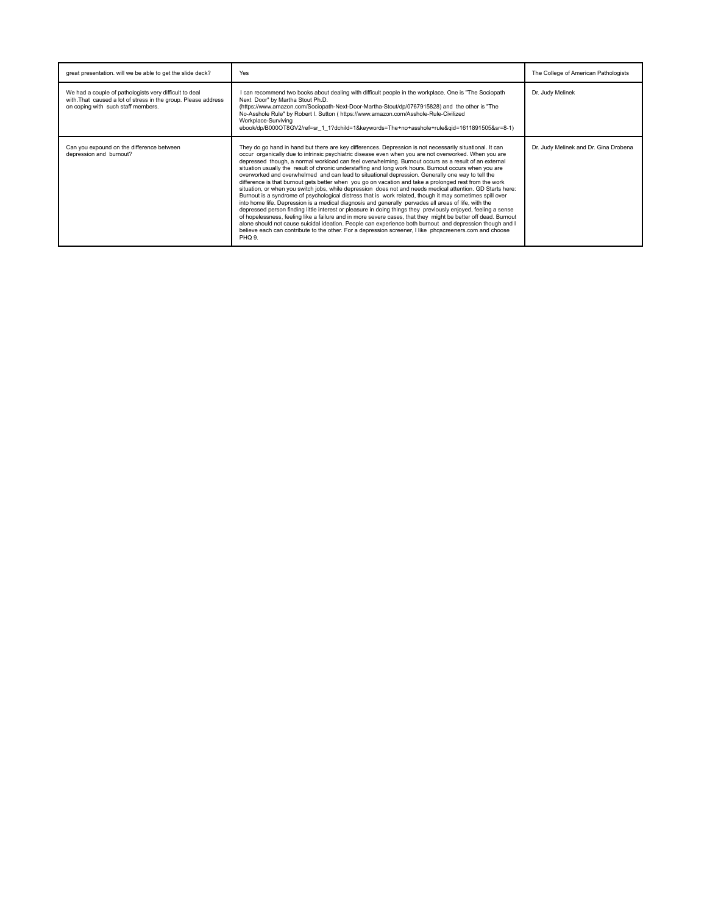| | | |
|---|---|---|
| great presentation. will we be able to get the slide deck? | Yes | The College of American Pathologists |
| We had a couple of pathologists very difficult to deal with.That caused a lot of stress in the group. Please address on coping with such staff members. | I can recommend two books about dealing with difficult people in the workplace. One is "The Sociopath Next Door" by Martha Stout Ph.D. (https://www.amazon.com/Sociopath-Next-Door-Martha-Stout/dp/0767915828) and the other is "The No-Asshole Rule" by Robert I. Sutton ( https://www.amazon.com/Asshole-Rule-Civilized Workplace-Surviving ebook/dp/B000OT8GV2/ref=sr_1_1?dchild=1&keywords=The+no+asshole+rule&qid=1611891505&sr=8-1) | Dr. Judy Melinek |
| Can you expound on the difference between depression and burnout? | They do go hand in hand but there are key differences. Depression is not necessarily situational. It can occur organically due to intrinsic psychiatric disease even when you are not overworked. When you are depressed though, a normal workload can feel overwhelming. Burnout occurs as a result of an external situation usually the result of chronic understaffing and long work hours. Burnout occurs when you are overworked and overwhelmed and can lead to situational depression. Generally one way to tell the difference is that burnout gets better when you go on vacation and take a prolonged rest from the work situation, or when you switch jobs, while depression does not and needs medical attention. GD Starts here: Burnout is a syndrome of psychological distress that is work related, though it may sometimes spill over into home life. Depression is a medical diagnosis and generally pervades all areas of life, with the depressed person finding little interest or pleasure in doing things they previously enjoyed, feeling a sense of hopelessness, feeling like a failure and in more severe cases, that they might be better off dead. Burnout alone should not cause suicidal ideation. People can experience both burnout and depression though and I believe each can contribute to the other. For a depression screener, I like phqscreeners.com and choose PHQ 9. | Dr. Judy Melinek and Dr. Gina Drobena |